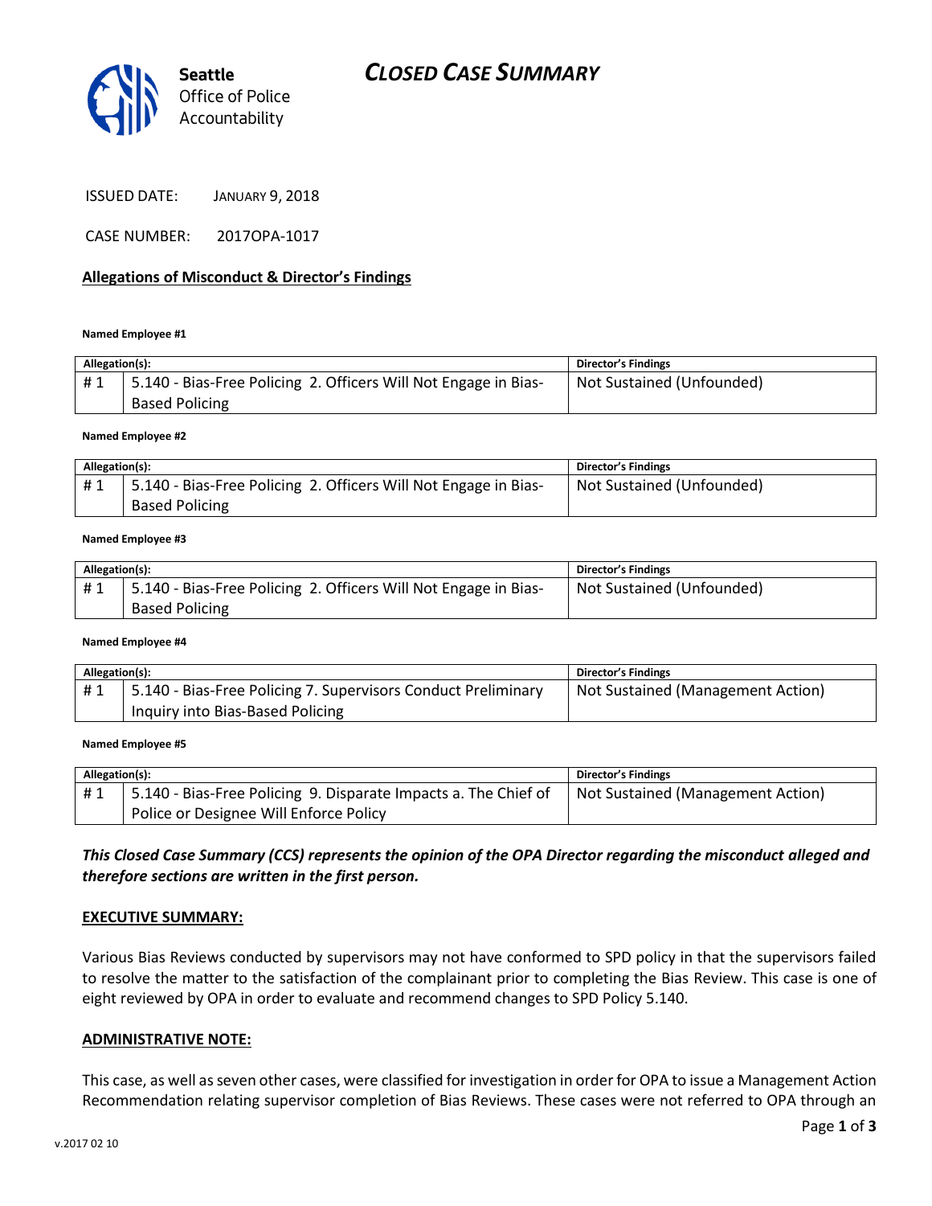Seattle Office of Police Accountability

# CLOSED CASE SUMMARY

ISSUED DATE: JANUARY 9, 2018

CASE NUMBER: 2017OPA-1017

## Allegations of Misconduct & Director's Findings

**Named Employee #1**

| Allegation(s): | | Director's Findings |
|---|---|---|
| # 1 | 5.140 - Bias-Free Policing 2. Officers Will Not Engage in Bias-Based Policing | Not Sustained (Unfounded) |

**Named Employee #2**

| Allegation(s): | | Director's Findings |
|---|---|---|
| # 1 | 5.140 - Bias-Free Policing 2. Officers Will Not Engage in Bias-Based Policing | Not Sustained (Unfounded) |

**Named Employee #3**

| Allegation(s): | | Director's Findings |
|---|---|---|
| # 1 | 5.140 - Bias-Free Policing 2. Officers Will Not Engage in Bias-Based Policing | Not Sustained (Unfounded) |

**Named Employee #4**

| Allegation(s): | | Director's Findings |
|---|---|---|
| # 1 | 5.140 - Bias-Free Policing 7. Supervisors Conduct Preliminary Inquiry into Bias-Based Policing | Not Sustained (Management Action) |

**Named Employee #5**

| Allegation(s): | | Director's Findings |
|---|---|---|
| # 1 | 5.140 - Bias-Free Policing 9. Disparate Impacts a. The Chief of Police or Designee Will Enforce Policy | Not Sustained (Management Action) |

***This Closed Case Summary (CCS) represents the opinion of the OPA Director regarding the misconduct alleged and therefore sections are written in the first person.***

**EXECUTIVE SUMMARY:**

Various Bias Reviews conducted by supervisors may not have conformed to SPD policy in that the supervisors failed to resolve the matter to the satisfaction of the complainant prior to completing the Bias Review. This case is one of eight reviewed by OPA in order to evaluate and recommend changes to SPD Policy 5.140.

**ADMINISTRATIVE NOTE:**

This case, as well as seven other cases, were classified for investigation in order for OPA to issue a Management Action Recommendation relating supervisor completion of Bias Reviews. These cases were not referred to OPA through an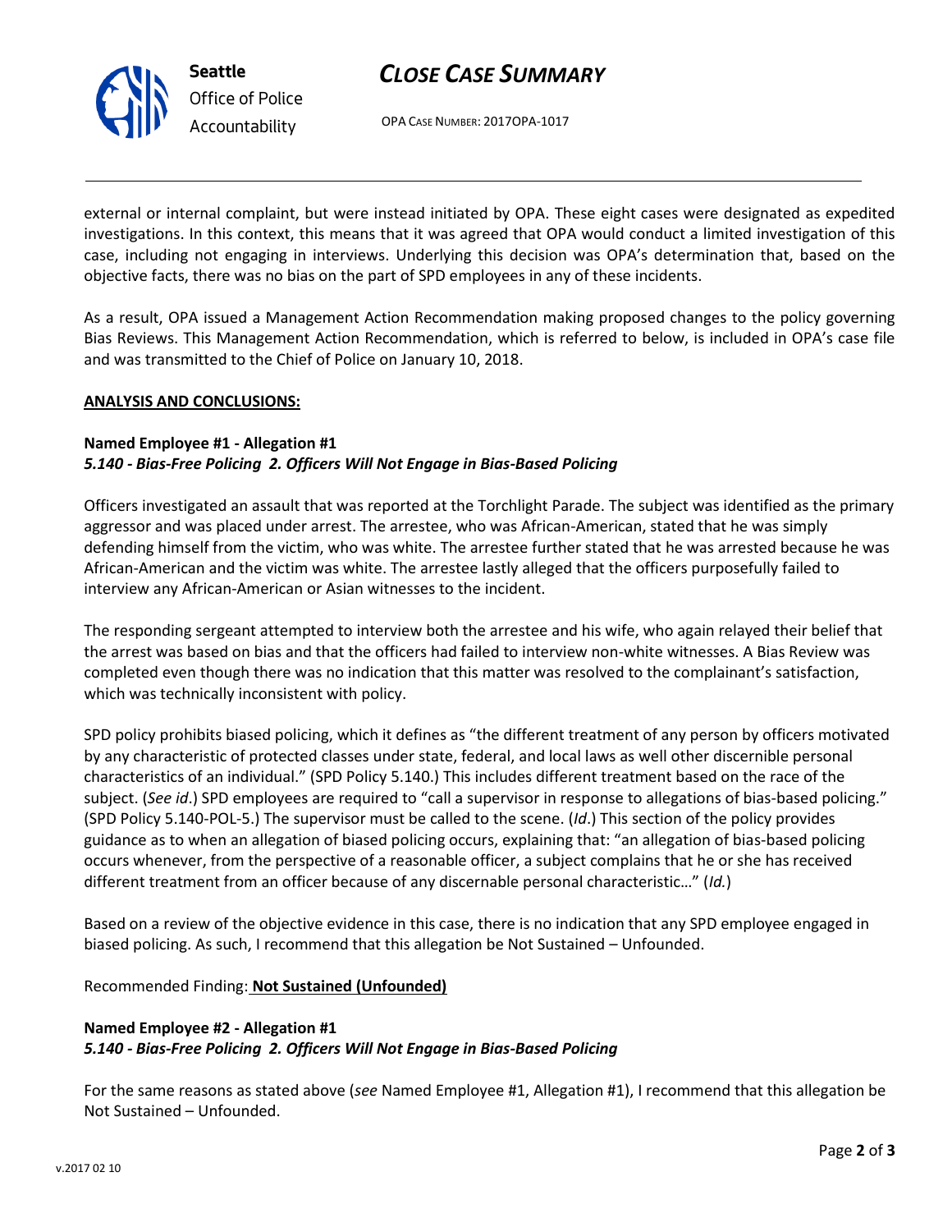external or internal complaint, but were instead initiated by OPA. These eight cases were designated as expedited investigations. In this context, this means that it was agreed that OPA would conduct a limited investigation of this case, including not engaging in interviews. Underlying this decision was OPA's determination that, based on the objective facts, there was no bias on the part of SPD employees in any of these incidents.

As a result, OPA issued a Management Action Recommendation making proposed changes to the policy governing Bias Reviews. This Management Action Recommendation, which is referred to below, is included in OPA's case file and was transmitted to the Chief of Police on January 10, 2018.

**ANALYSIS AND CONCLUSIONS:**

**Named Employee #1 - Allegation #1**
***5.140 - Bias-Free Policing 2. Officers Will Not Engage in Bias-Based Policing***

Officers investigated an assault that was reported at the Torchlight Parade. The subject was identified as the primary aggressor and was placed under arrest. The arrestee, who was African-American, stated that he was simply defending himself from the victim, who was white. The arrestee further stated that he was arrested because he was African-American and the victim was white. The arrestee lastly alleged that the officers purposefully failed to interview any African-American or Asian witnesses to the incident.

The responding sergeant attempted to interview both the arrestee and his wife, who again relayed their belief that the arrest was based on bias and that the officers had failed to interview non-white witnesses. A Bias Review was completed even though there was no indication that this matter was resolved to the complainant's satisfaction, which was technically inconsistent with policy.

SPD policy prohibits biased policing, which it defines as "the different treatment of any person by officers motivated by any characteristic of protected classes under state, federal, and local laws as well other discernible personal characteristics of an individual." (SPD Policy 5.140.) This includes different treatment based on the race of the subject. (*See id*.) SPD employees are required to "call a supervisor in response to allegations of bias-based policing." (SPD Policy 5.140-POL-5.) The supervisor must be called to the scene. (*Id*.) This section of the policy provides guidance as to when an allegation of biased policing occurs, explaining that: "an allegation of bias-based policing occurs whenever, from the perspective of a reasonable officer, a subject complains that he or she has received different treatment from an officer because of any discernable personal characteristic…" (*Id.*)

Based on a review of the objective evidence in this case, there is no indication that any SPD employee engaged in biased policing. As such, I recommend that this allegation be Not Sustained – Unfounded.

Recommended Finding: **Not Sustained (Unfounded)**

**Named Employee #2 - Allegation #1**
***5.140 - Bias-Free Policing 2. Officers Will Not Engage in Bias-Based Policing***

For the same reasons as stated above (*see* Named Employee #1, Allegation #1), I recommend that this allegation be Not Sustained – Unfounded.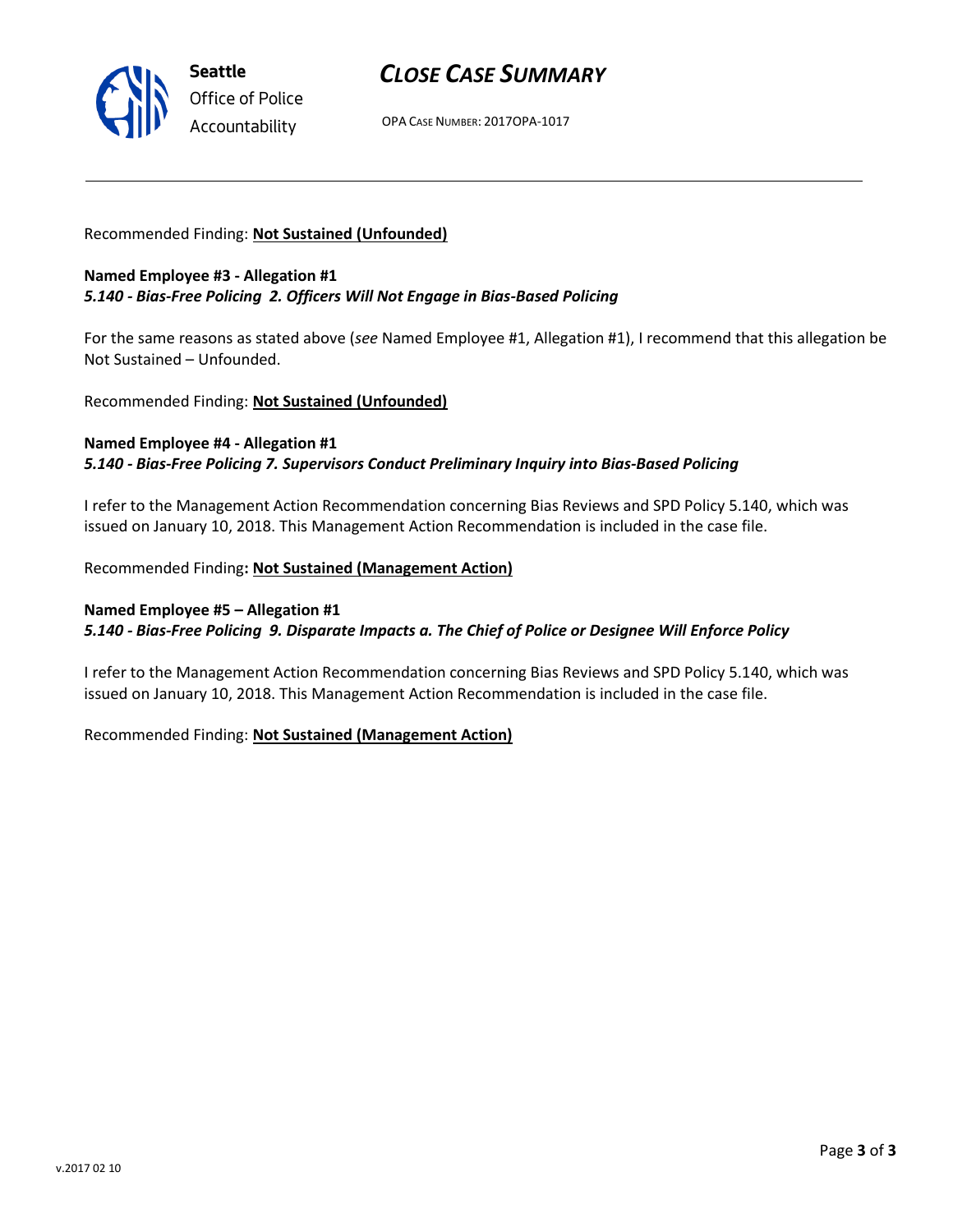Recommended Finding: **Not Sustained (Unfounded)**

**Named Employee #3 - Allegation #1**
***5.140 - Bias-Free Policing 2. Officers Will Not Engage in Bias-Based Policing***

For the same reasons as stated above (*see* Named Employee #1, Allegation #1), I recommend that this allegation be Not Sustained – Unfounded.

Recommended Finding: **Not Sustained (Unfounded)**

**Named Employee #4 - Allegation #1**
***5.140 - Bias-Free Policing 7. Supervisors Conduct Preliminary Inquiry into Bias-Based Policing***

I refer to the Management Action Recommendation concerning Bias Reviews and SPD Policy 5.140, which was issued on January 10, 2018. This Management Action Recommendation is included in the case file.

Recommended Finding**: Not Sustained (Management Action)**

**Named Employee #5 – Allegation #1**
***5.140 - Bias-Free Policing 9. Disparate Impacts a. The Chief of Police or Designee Will Enforce Policy***

I refer to the Management Action Recommendation concerning Bias Reviews and SPD Policy 5.140, which was issued on January 10, 2018. This Management Action Recommendation is included in the case file.

Recommended Finding: **Not Sustained (Management Action)**